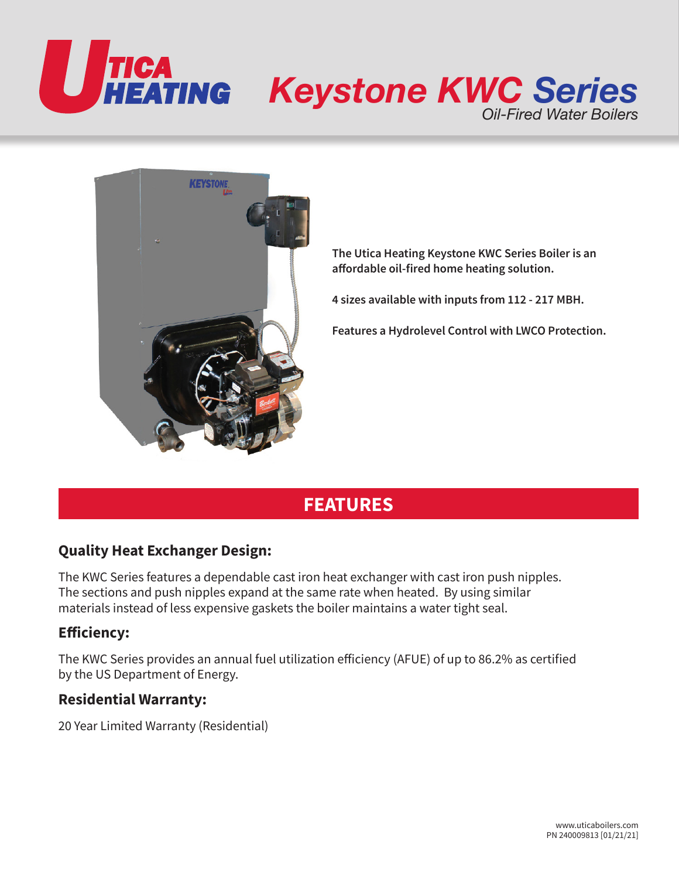# Utica Heating

# Keystone KWC Series

*Oil-Fired Water Boilers*

**The Utica Heating Keystone KWC Series Boiler is an affordable oil-fired home heating solution.**

**4 sizes available with inputs from 112 - 217 MBH.**

**Features a Hydrolevel Control with LWCO Protection.**

## FEATURES

### Quality Heat Exchanger Design:

The KWC Series features a dependable cast iron heat exchanger with cast iron push nipples. The sections and push nipples expand at the same rate when heated. By using similar materials instead of less expensive gaskets the boiler maintains a water tight seal.

### Efficiency:

The KWC Series provides an annual fuel utilization efficiency (AFUE) of up to 86.2% as certified by the US Department of Energy.

### Residential Warranty:

20 Year Limited Warranty (Residential)

www.uticaboilers.com
PN 240009813 [01/21/21]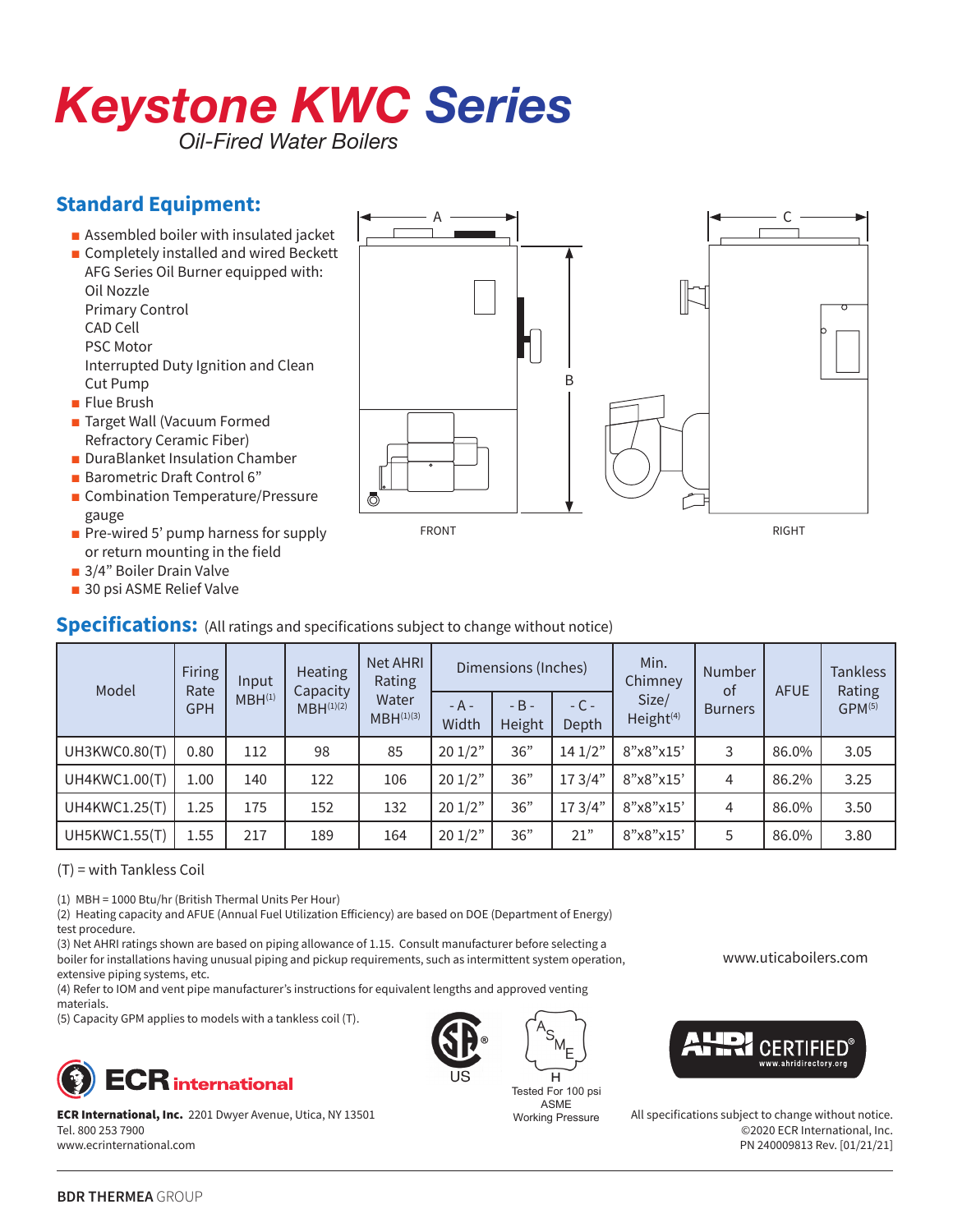# Keystone KWC Series

*Oil-Fired Water Boilers*

## Standard Equipment:

- Assembled boiler with insulated jacket
- Completely installed and wired Beckett AFG Series Oil Burner equipped with:
  Oil Nozzle
  Primary Control
  CAD Cell
  PSC Motor
  Interrupted Duty Ignition and Clean Cut Pump
- Flue Brush
- Target Wall (Vacuum Formed Refractory Ceramic Fiber)
- DuraBlanket Insulation Chamber
- Barometric Draft Control 6”
- Combination Temperature/Pressure gauge
- Pre-wired 5’ pump harness for supply or return mounting in the field
- 3/4” Boiler Drain Valve
- 30 psi ASME Relief Valve

A

B

C

FRONT

RIGHT

## Specifications: (All ratings and specifications subject to change without notice)

| Model | Firing Rate GPH | Input MBH[1] | Heating Capacity MBH[1][2] | Net AHRI Rating Water MBH[1][3] | Dimensions (Inches) | | | Min. Chimney Size/ Height[4] | Number of Burners | AFUE | Tankless Rating GPM[5] |
|---|---|---|---|---|---|---|---|---|---|---|---|
| | | | | | - A - Width | - B - Height | - C - Depth | | | | |
| UH3KWC0.80(T) | 0.80 | 112 | 98 | 85 | 20 1/2” | 36” | 14 1/2” | 8”x8”x15’ | 3 | 86.0% | 3.05 |
| UH4KWC1.00(T) | 1.00 | 140 | 122 | 106 | 20 1/2” | 36” | 17 3/4” | 8”x8”x15’ | 4 | 86.2% | 3.25 |
| UH4KWC1.25(T) | 1.25 | 175 | 152 | 132 | 20 1/2” | 36” | 17 3/4” | 8”x8”x15’ | 4 | 86.0% | 3.50 |
| UH5KWC1.55(T) | 1.55 | 217 | 189 | 164 | 20 1/2” | 36” | 21” | 8”x8”x15’ | 5 | 86.0% | 3.80 |

(T) = with Tankless Coil

(1) MBH = 1000 Btu/hr (British Thermal Units Per Hour)
(2) Heating capacity and AFUE (Annual Fuel Utilization Efficiency) are based on DOE (Department of Energy) test procedure.
(3) Net AHRI ratings shown are based on piping allowance of 1.15. Consult manufacturer before selecting a boiler for installations having unusual piping and pickup requirements, such as intermittent system operation, extensive piping systems, etc.
(4) Refer to IOM and vent pipe manufacturer’s instructions for equivalent lengths and approved venting materials.
(5) Capacity GPM applies to models with a tankless coil (T).

www.uticaboilers.com

US

Tested For 100 psi ASME Working Pressure

AHRI CERTIFIED® www.ahridirectory.org

ECR international

**ECR International, Inc.** 2201 Dwyer Avenue, Utica, NY 13501
Tel. 800 253 7900
www.ecrinternational.com

All specifications subject to change without notice.
©2020 ECR International, Inc.
PN 240009813 Rev. [01/21/21]

**BDR THERMEA** GROUP